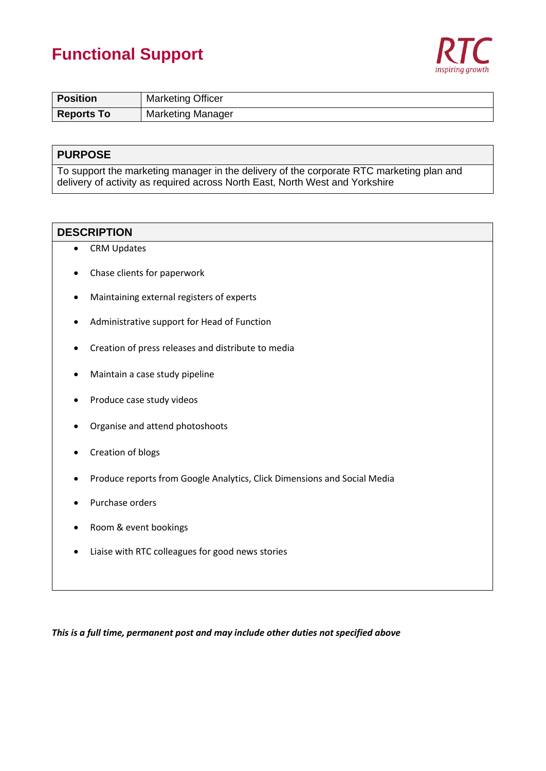# Functional Support

RTC
*inspiring growth*

| Position | Marketing Officer |
|---|---|
| Reports To | Marketing Manager |

| PURPOSE |
|---|
| To support the marketing manager in the delivery of the corporate RTC marketing plan and delivery of activity as required across North East, North West and Yorkshire |

## DESCRIPTION

- CRM Updates
- Chase clients for paperwork
- Maintaining external registers of experts
- Administrative support for Head of Function
- Creation of press releases and distribute to media
- Maintain a case study pipeline
- Produce case study videos
- Organise and attend photoshoots
- Creation of blogs
- Produce reports from Google Analytics, Click Dimensions and Social Media
- Purchase orders
- Room & event bookings
- Liaise with RTC colleagues for good news stories

***This is a full time, permanent post and may include other duties not specified above***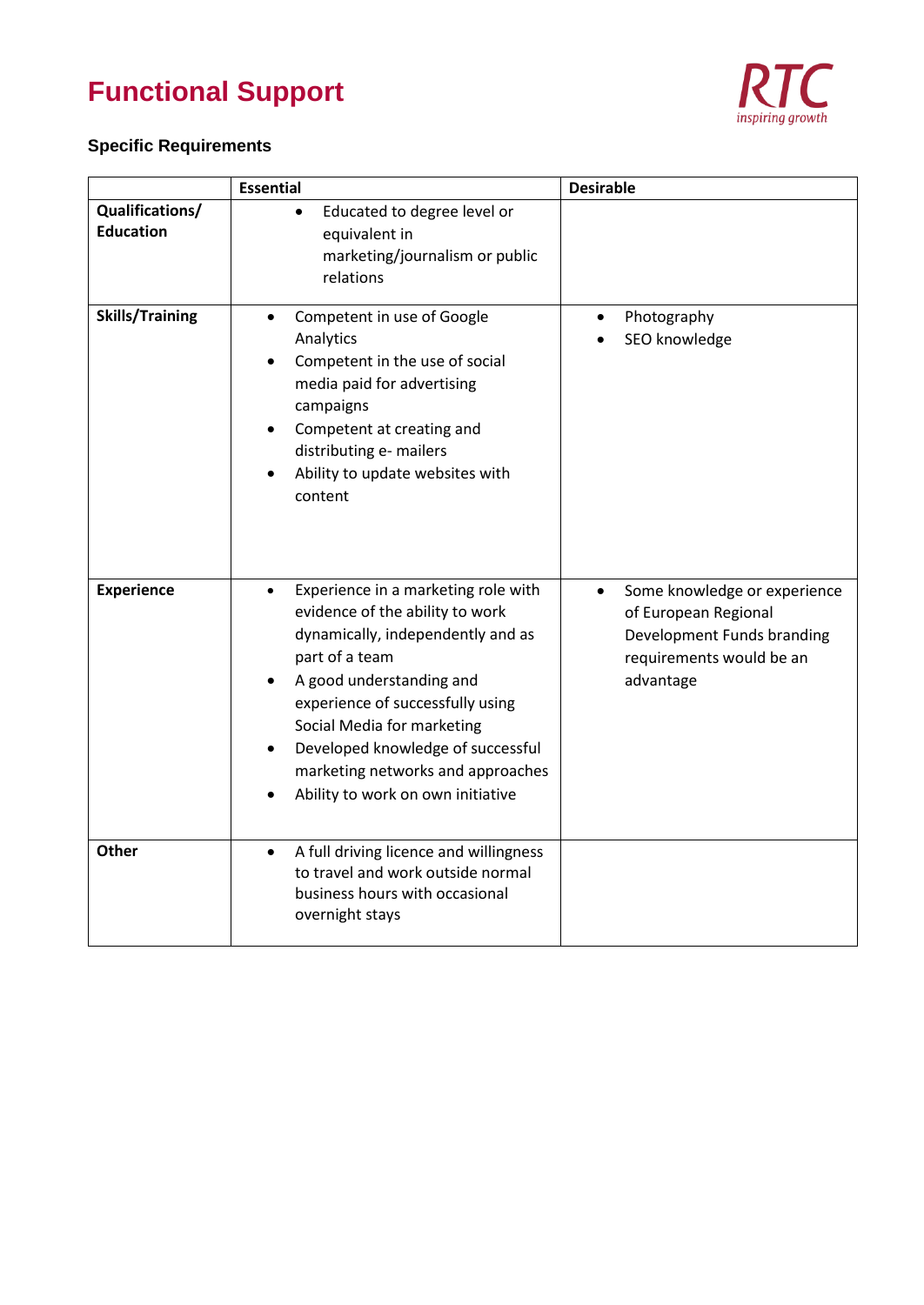# Functional Support

### Specific Requirements

| | Essential | Desirable |
|---|---|---|
| **Qualifications/ Education** | • Educated to degree level or equivalent in marketing/journalism or public relations | |
| **Skills/Training** | • Competent in use of Google Analytics<br>• Competent in the use of social media paid for advertising campaigns<br>• Competent at creating and distributing e- mailers<br>• Ability to update websites with content | • Photography<br>• SEO knowledge |
| **Experience** | • Experience in a marketing role with evidence of the ability to work dynamically, independently and as part of a team<br>• A good understanding and experience of successfully using Social Media for marketing<br>• Developed knowledge of successful marketing networks and approaches<br>• Ability to work on own initiative | • Some knowledge or experience of European Regional Development Funds branding requirements would be an advantage |
| **Other** | • A full driving licence and willingness to travel and work outside normal business hours with occasional overnight stays | |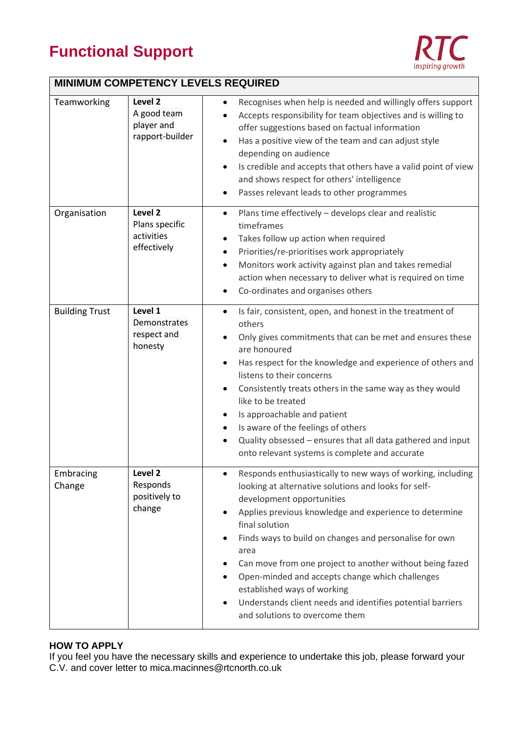# Functional Support

RTC
inspiring growth

| MINIMUM COMPETENCY LEVELS REQUIRED | | |
|---|---|---|
| Teamworking | **Level 2** A good team player and rapport-builder | • Recognises when help is needed and willingly offers support<br>• Accepts responsibility for team objectives and is willing to offer suggestions based on factual information<br>• Has a positive view of the team and can adjust style depending on audience<br>• Is credible and accepts that others have a valid point of view and shows respect for others' intelligence<br>• Passes relevant leads to other programmes |
| Organisation | **Level 2** Plans specific activities effectively | • Plans time effectively – develops clear and realistic timeframes<br>• Takes follow up action when required<br>• Priorities/re-prioritises work appropriately<br>• Monitors work activity against plan and takes remedial action when necessary to deliver what is required on time<br>• Co-ordinates and organises others |
| Building Trust | **Level 1** Demonstrates respect and honesty | • Is fair, consistent, open, and honest in the treatment of others<br>• Only gives commitments that can be met and ensures these are honoured<br>• Has respect for the knowledge and experience of others and listens to their concerns<br>• Consistently treats others in the same way as they would like to be treated<br>• Is approachable and patient<br>• Is aware of the feelings of others<br>• Quality obsessed – ensures that all data gathered and input onto relevant systems is complete and accurate |
| Embracing Change | **Level 2** Responds positively to change | • Responds enthusiastically to new ways of working, including looking at alternative solutions and looks for self-development opportunities<br>• Applies previous knowledge and experience to determine final solution<br>• Finds ways to build on changes and personalise for own area<br>• Can move from one project to another without being fazed<br>• Open-minded and accepts change which challenges established ways of working<br>• Understands client needs and identifies potential barriers and solutions to overcome them |

**HOW TO APPLY**

If you feel you have the necessary skills and experience to undertake this job, please forward your C.V. and cover letter to mica.macinnes@rtcnorth.co.uk